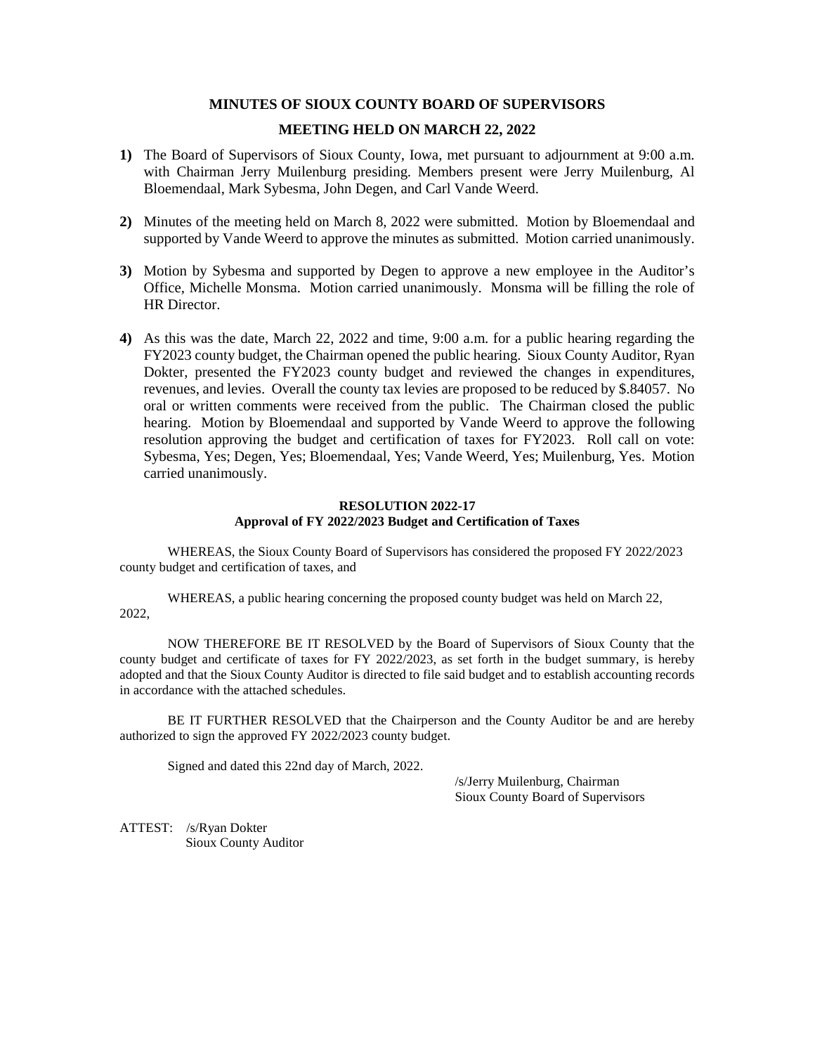# MINUTES OF SIOUX COUNTY BOARD OF SUPERVISORS

## MEETING HELD ON MARCH 22, 2022

**1)** The Board of Supervisors of Sioux County, Iowa, met pursuant to adjournment at 9:00 a.m. with Chairman Jerry Muilenburg presiding. Members present were Jerry Muilenburg, Al Bloemendaal, Mark Sybesma, John Degen, and Carl Vande Weerd.

**2)** Minutes of the meeting held on March 8, 2022 were submitted. Motion by Bloemendaal and supported by Vande Weerd to approve the minutes as submitted. Motion carried unanimously.

**3)** Motion by Sybesma and supported by Degen to approve a new employee in the Auditor's Office, Michelle Monsma. Motion carried unanimously. Monsma will be filling the role of HR Director.

**4)** As this was the date, March 22, 2022 and time, 9:00 a.m. for a public hearing regarding the FY2023 county budget, the Chairman opened the public hearing. Sioux County Auditor, Ryan Dokter, presented the FY2023 county budget and reviewed the changes in expenditures, revenues, and levies. Overall the county tax levies are proposed to be reduced by $.84057. No oral or written comments were received from the public. The Chairman closed the public hearing. Motion by Bloemendaal and supported by Vande Weerd to approve the following resolution approving the budget and certification of taxes for FY2023. Roll call on vote: Sybesma, Yes; Degen, Yes; Bloemendaal, Yes; Vande Weerd, Yes; Muilenburg, Yes. Motion carried unanimously.

**RESOLUTION 2022-17**
**Approval of FY 2022/2023 Budget and Certification of Taxes**

WHEREAS, the Sioux County Board of Supervisors has considered the proposed FY 2022/2023 county budget and certification of taxes, and

WHEREAS, a public hearing concerning the proposed county budget was held on March 22, 2022,

NOW THEREFORE BE IT RESOLVED by the Board of Supervisors of Sioux County that the county budget and certificate of taxes for FY 2022/2023, as set forth in the budget summary, is hereby adopted and that the Sioux County Auditor is directed to file said budget and to establish accounting records in accordance with the attached schedules.

BE IT FURTHER RESOLVED that the Chairperson and the County Auditor be and are hereby authorized to sign the approved FY 2022/2023 county budget.

Signed and dated this 22nd day of March, 2022.

/s/Jerry Muilenburg, Chairman
Sioux County Board of Supervisors

ATTEST: /s/Ryan Dokter
Sioux County Auditor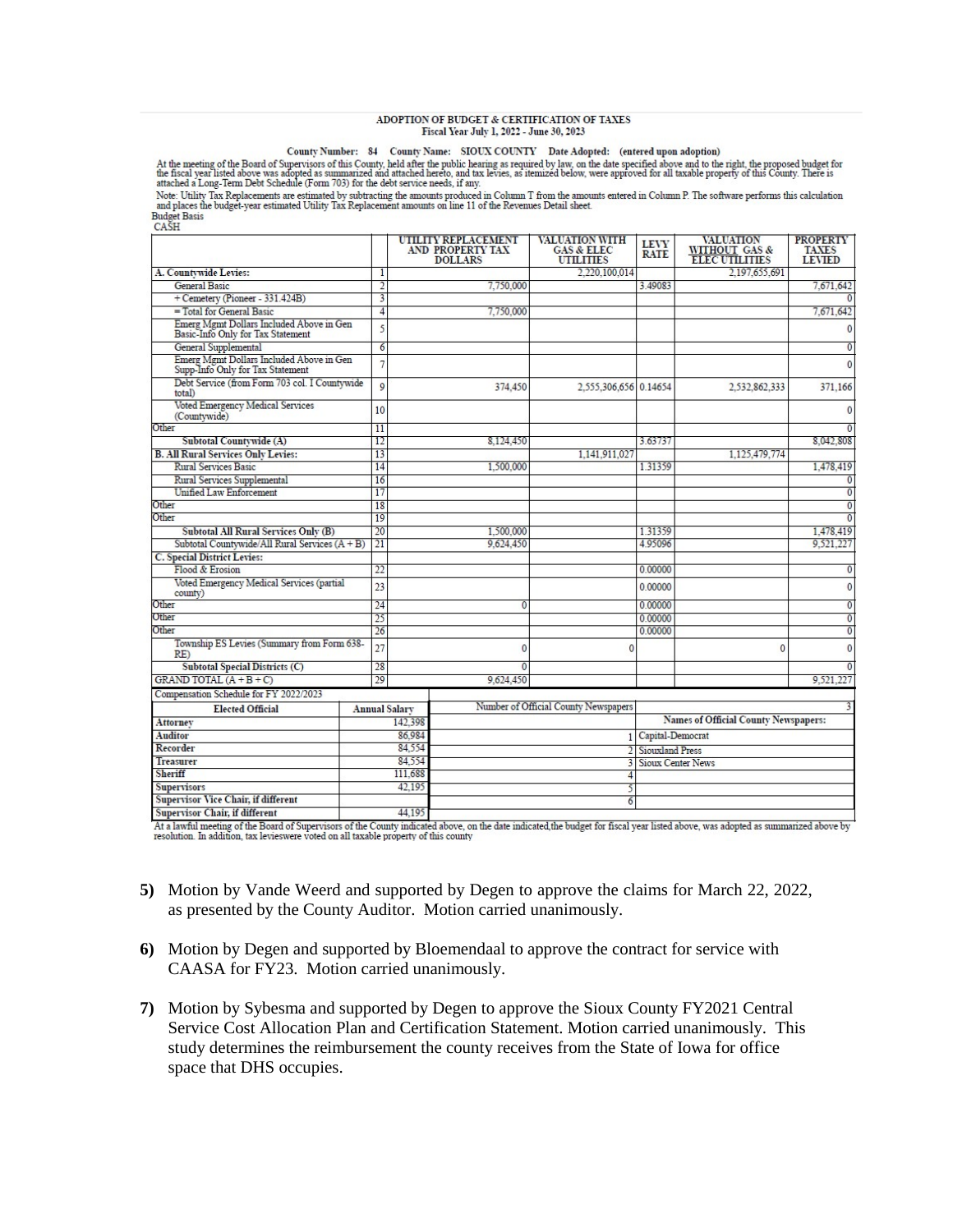## ADOPTION OF BUDGET & CERTIFICATION OF TAXES
### Fiscal Year July 1, 2022 - June 30, 2023

**County Number: 84 County Name: SIOUX COUNTY Date Adopted: (entered upon adoption)**

At the meeting of the Board of Supervisors of this County, held after the public hearing as required by law, on the date specified above and to the right, the proposed budget for the fiscal year listed above was adopted as summarized and attached hereto, and tax levies, as itemized below, were approved for all taxable property of this County. There is attached a Long-Term Debt Schedule (Form 703) for the debt service needs, if any.

Note: Utility Tax Replacements are estimated by subtracting the amounts produced in Column T from the amounts entered in Column P. The software performs this calculation and places the budget-year estimated Utility Tax Replacement amounts on line 11 of the Revenues Detail sheet.

Budget Basis
CASH

| | | UTILITY REPLACEMENT AND PROPERTY TAX DOLLARS | VALUATION WITH GAS & ELEC UTILITIES | LEVY RATE | VALUATION WITHOUT GAS & ELEC UTILITIES | PROPERTY TAXES LEVIED |
|---|---|---|---|---|---|---|
| A. Countywide Levies: | 1 | | 2,220,100,014 | | 2,197,655,691 | |
| General Basic | 2 | 7,750,000 | | 3.49083 | | 7,671,642 |
| + Cemetery (Pioneer - 331.424B) | 3 | | | | | 0 |
| = Total for General Basic | 4 | 7,750,000 | | | | 7,671,642 |
| Emerg Mgmt Dollars Included Above in Gen Basic-Info Only for Tax Statement | 5 | | | | | 0 |
| General Supplemental | 6 | | | | | 0 |
| Emerg Mgmt Dollars Included Above in Gen Supp-Info Only for Tax Statement | 7 | | | | | 0 |
| Debt Service (from Form 703 col. I Countywide total) | 9 | 374,450 | 2,555,306,656 | 0.14654 | 2,532,862,333 | 371,166 |
| Voted Emergency Medical Services (Countywide) | 10 | | | | | 0 |
| Other | 11 | | | | | 0 |
| Subtotal Countywide (A) | 12 | 8,124,450 | | 3.63737 | | 8,042,808 |
| B. All Rural Services Only Levies: | 13 | | 1,141,911,027 | | 1,125,479,774 | |
| Rural Services Basic | 14 | 1,500,000 | | 1.31359 | | 1,478,419 |
| Rural Services Supplemental | 16 | | | | | 0 |
| Unified Law Enforcement | 17 | | | | | 0 |
| Other | 18 | | | | | 0 |
| Other | 19 | | | | | 0 |
| Subtotal All Rural Services Only (B) | 20 | 1,500,000 | | 1.31359 | | 1,478,419 |
| Subtotal Countywide/All Rural Services (A + B) | 21 | 9,624,450 | | 4.95096 | | 9,521,227 |
| C. Special District Levies: | | | | | | |
| Flood & Erosion | 22 | | | 0.00000 | | 0 |
| Voted Emergency Medical Services (partial county) | 23 | | | 0.00000 | | 0 |
| Other | 24 | 0 | | 0.00000 | | 0 |
| Other | 25 | | | 0.00000 | | 0 |
| Other | 26 | | | 0.00000 | | 0 |
| Township ES Levies (Summary from Form 638-RE) | 27 | 0 | 0 | | 0 | 0 |
| Subtotal Special Districts (C) | 28 | 0 | | | | 0 |
| GRAND TOTAL (A + B + C) | 29 | 9,624,450 | | | | 9,521,227 |

Compensation Schedule for FY 2022/2023

| Elected Official | Annual Salary |
|---|---|
| Attorney | 142,398 |
| Auditor | 86,984 |
| Recorder | 84,554 |
| Treasurer | 84,554 |
| Sheriff | 111,688 |
| Supervisors | 42,195 |
| Supervisor Vice Chair, if different | |
| Supervisor Chair, if different | 44,195 |

| Number of Official County Newspapers | 3 |
|---|---|
| | **Names of Official County Newspapers:** |
| 1 | Capital-Democrat |
| 2 | Siouxland Press |
| 3 | Sioux Center News |
| 4 | |
| 5 | |
| 6 | |

At a lawful meeting of the Board of Supervisors of the County indicated above, on the date indicated,the budget for fiscal year listed above, was adopted as summarized above by resolution. In addition, tax levieswere voted on all taxable property of this county

5) Motion by Vande Weerd and supported by Degen to approve the claims for March 22, 2022, as presented by the County Auditor. Motion carried unanimously.

6) Motion by Degen and supported by Bloemendaal to approve the contract for service with CAASA for FY23. Motion carried unanimously.

7) Motion by Sybesma and supported by Degen to approve the Sioux County FY2021 Central Service Cost Allocation Plan and Certification Statement. Motion carried unanimously. This study determines the reimbursement the county receives from the State of Iowa for office space that DHS occupies.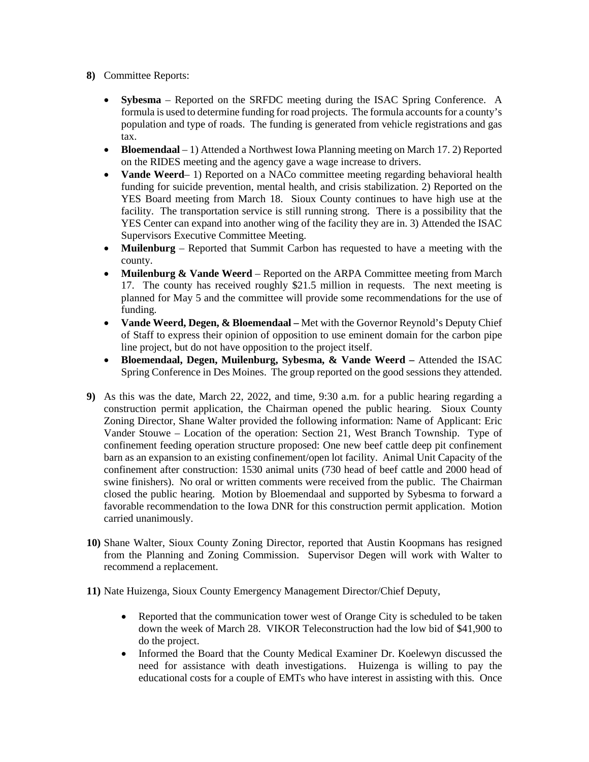**8)** Committee Reports:

- **Sybesma** – Reported on the SRFDC meeting during the ISAC Spring Conference. A formula is used to determine funding for road projects. The formula accounts for a county's population and type of roads. The funding is generated from vehicle registrations and gas tax.
- **Bloemendaal** – 1) Attended a Northwest Iowa Planning meeting on March 17. 2) Reported on the RIDES meeting and the agency gave a wage increase to drivers.
- **Vande Weerd**– 1) Reported on a NACo committee meeting regarding behavioral health funding for suicide prevention, mental health, and crisis stabilization. 2) Reported on the YES Board meeting from March 18. Sioux County continues to have high use at the facility. The transportation service is still running strong. There is a possibility that the YES Center can expand into another wing of the facility they are in. 3) Attended the ISAC Supervisors Executive Committee Meeting.
- **Muilenburg** – Reported that Summit Carbon has requested to have a meeting with the county.
- **Muilenburg & Vande Weerd** – Reported on the ARPA Committee meeting from March 17. The county has received roughly $21.5 million in requests. The next meeting is planned for May 5 and the committee will provide some recommendations for the use of funding.
- **Vande Weerd, Degen, & Bloemendaal –** Met with the Governor Reynold's Deputy Chief of Staff to express their opinion of opposition to use eminent domain for the carbon pipe line project, but do not have opposition to the project itself.
- **Bloemendaal, Degen, Muilenburg, Sybesma, & Vande Weerd –** Attended the ISAC Spring Conference in Des Moines. The group reported on the good sessions they attended.

**9)** As this was the date, March 22, 2022, and time, 9:30 a.m. for a public hearing regarding a construction permit application, the Chairman opened the public hearing. Sioux County Zoning Director, Shane Walter provided the following information: Name of Applicant: Eric Vander Stouwe – Location of the operation: Section 21, West Branch Township. Type of confinement feeding operation structure proposed: One new beef cattle deep pit confinement barn as an expansion to an existing confinement/open lot facility. Animal Unit Capacity of the confinement after construction: 1530 animal units (730 head of beef cattle and 2000 head of swine finishers). No oral or written comments were received from the public. The Chairman closed the public hearing. Motion by Bloemendaal and supported by Sybesma to forward a favorable recommendation to the Iowa DNR for this construction permit application. Motion carried unanimously.

**10)** Shane Walter, Sioux County Zoning Director, reported that Austin Koopmans has resigned from the Planning and Zoning Commission. Supervisor Degen will work with Walter to recommend a replacement.

**11)** Nate Huizenga, Sioux County Emergency Management Director/Chief Deputy,

- Reported that the communication tower west of Orange City is scheduled to be taken down the week of March 28. VIKOR Teleconstruction had the low bid of $41,900 to do the project.
- Informed the Board that the County Medical Examiner Dr. Koelewyn discussed the need for assistance with death investigations. Huizenga is willing to pay the educational costs for a couple of EMTs who have interest in assisting with this. Once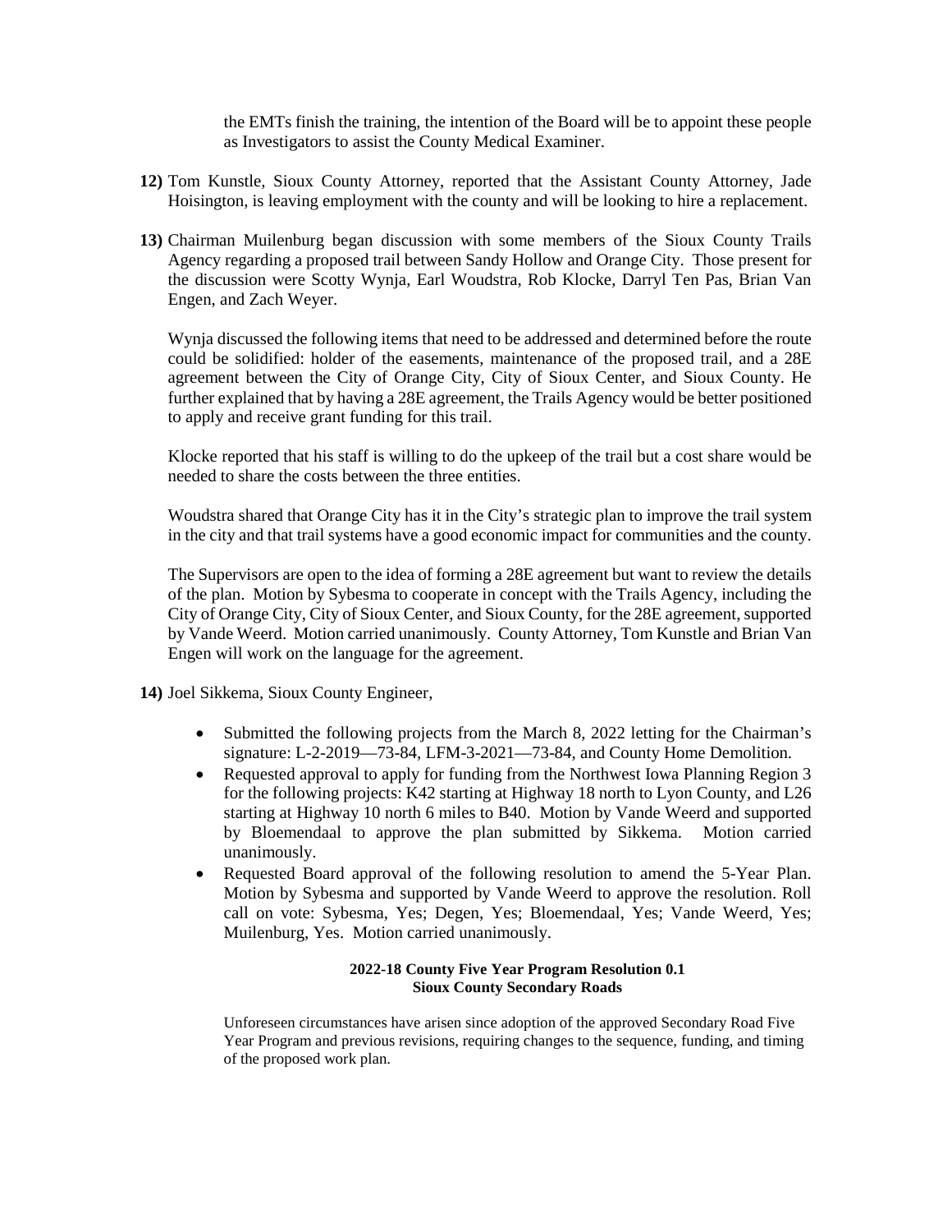the EMTs finish the training, the intention of the Board will be to appoint these people as Investigators to assist the County Medical Examiner.

**12)** Tom Kunstle, Sioux County Attorney, reported that the Assistant County Attorney, Jade Hoisington, is leaving employment with the county and will be looking to hire a replacement.

**13)** Chairman Muilenburg began discussion with some members of the Sioux County Trails Agency regarding a proposed trail between Sandy Hollow and Orange City. Those present for the discussion were Scotty Wynja, Earl Woudstra, Rob Klocke, Darryl Ten Pas, Brian Van Engen, and Zach Weyer.

Wynja discussed the following items that need to be addressed and determined before the route could be solidified: holder of the easements, maintenance of the proposed trail, and a 28E agreement between the City of Orange City, City of Sioux Center, and Sioux County. He further explained that by having a 28E agreement, the Trails Agency would be better positioned to apply and receive grant funding for this trail.

Klocke reported that his staff is willing to do the upkeep of the trail but a cost share would be needed to share the costs between the three entities.

Woudstra shared that Orange City has it in the City's strategic plan to improve the trail system in the city and that trail systems have a good economic impact for communities and the county.

The Supervisors are open to the idea of forming a 28E agreement but want to review the details of the plan. Motion by Sybesma to cooperate in concept with the Trails Agency, including the City of Orange City, City of Sioux Center, and Sioux County, for the 28E agreement, supported by Vande Weerd. Motion carried unanimously. County Attorney, Tom Kunstle and Brian Van Engen will work on the language for the agreement.

**14)** Joel Sikkema, Sioux County Engineer,

- Submitted the following projects from the March 8, 2022 letting for the Chairman's signature: L-2-2019—73-84, LFM-3-2021—73-84, and County Home Demolition.
- Requested approval to apply for funding from the Northwest Iowa Planning Region 3 for the following projects: K42 starting at Highway 18 north to Lyon County, and L26 starting at Highway 10 north 6 miles to B40. Motion by Vande Weerd and supported by Bloemendaal to approve the plan submitted by Sikkema. Motion carried unanimously.
- Requested Board approval of the following resolution to amend the 5-Year Plan. Motion by Sybesma and supported by Vande Weerd to approve the resolution. Roll call on vote: Sybesma, Yes; Degen, Yes; Bloemendaal, Yes; Vande Weerd, Yes; Muilenburg, Yes. Motion carried unanimously.

**2022-18 County Five Year Program Resolution 0.1**
**Sioux County Secondary Roads**

Unforeseen circumstances have arisen since adoption of the approved Secondary Road Five Year Program and previous revisions, requiring changes to the sequence, funding, and timing of the proposed work plan.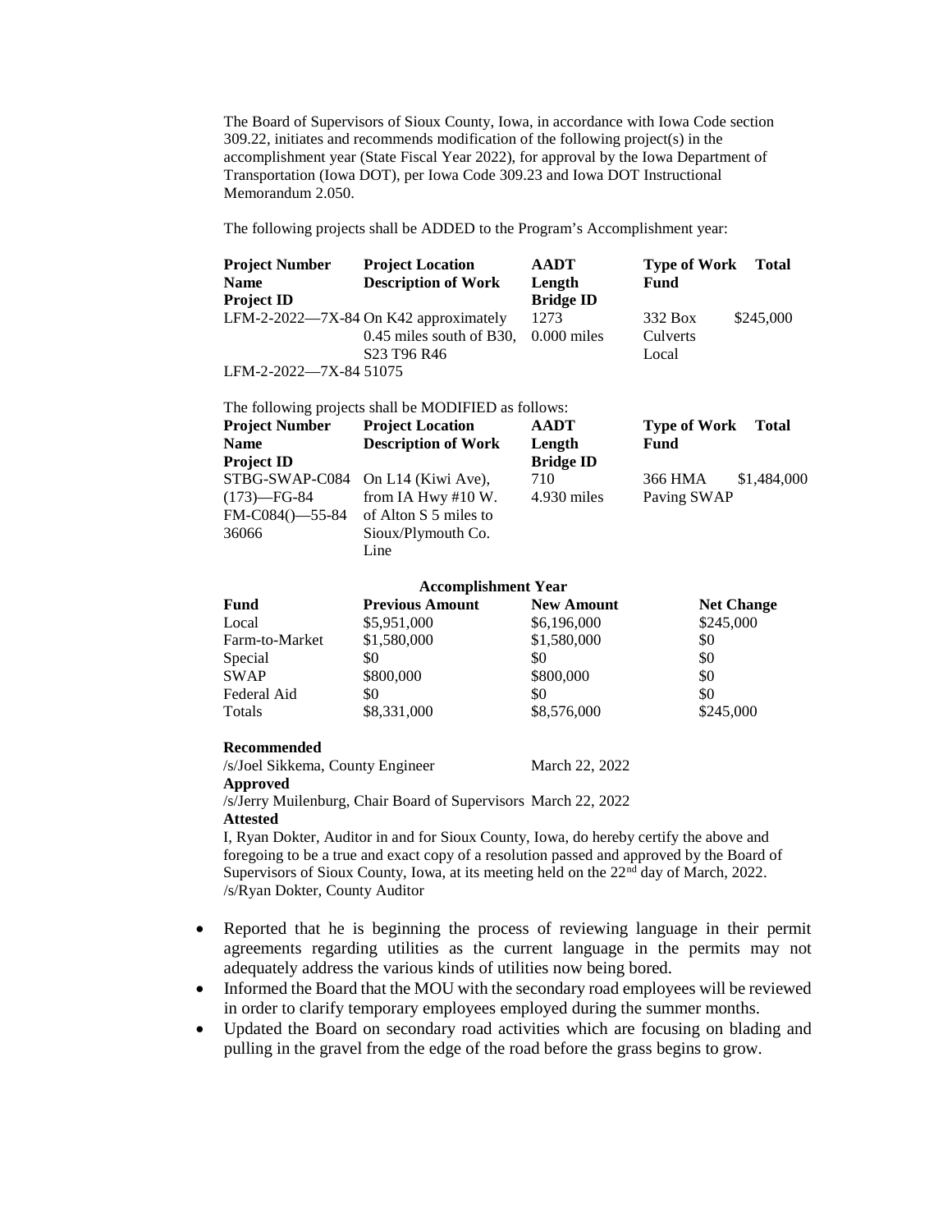The Board of Supervisors of Sioux County, Iowa, in accordance with Iowa Code section 309.22, initiates and recommends modification of the following project(s) in the accomplishment year (State Fiscal Year 2022), for approval by the Iowa Department of Transportation (Iowa DOT), per Iowa Code 309.23 and Iowa DOT Instructional Memorandum 2.050.

The following projects shall be ADDED to the Program's Accomplishment year:

| **Project Number**<br>**Name**<br>**Project ID** | **Project Location**<br>**Description of Work** | **AADT**<br>**Length**<br>**Bridge ID** | **Type of Work**<br>**Fund** | **Total** |
|---|---|---|---|---|
| LFM-2-2022—7X-84<br>LFM-2-2022—7X-84 51075 | On K42 approximately 0.45 miles south of B30, S23 T96 R46 | 1273<br>0.000 miles | 332 Box Culverts<br>Local | $245,000 |

The following projects shall be MODIFIED as follows:

| **Project Number**<br>**Name**<br>**Project ID** | **Project Location**<br>**Description of Work** | **AADT**<br>**Length**<br>**Bridge ID** | **Type of Work**<br>**Fund** | **Total** |
|---|---|---|---|---|
| STBG-SWAP-C084 (173)—FG-84<br>FM-C084()—55-84<br>36066 | On L14 (Kiwi Ave), from IA Hwy #10 W. of Alton S 5 miles to Sioux/Plymouth Co. Line | 710<br>4.930 miles | 366 HMA Paving SWAP | $1,484,000 |

**Accomplishment Year**

| **Fund** | **Previous Amount** | **New Amount** | **Net Change** |
|---|---|---|---|
| Local | $5,951,000 | $6,196,000 | $245,000 |
| Farm-to-Market | $1,580,000 | $1,580,000 | $0 |
| Special | $0 | $0 | $0 |
| SWAP | $800,000 | $800,000 | $0 |
| Federal Aid | $0 | $0 | $0 |
| Totals | $8,331,000 | $8,576,000 | $245,000 |

**Recommended**
/s/Joel Sikkema, County Engineer March 22, 2022
**Approved**
/s/Jerry Muilenburg, Chair Board of Supervisors March 22, 2022
**Attested**
I, Ryan Dokter, Auditor in and for Sioux County, Iowa, do hereby certify the above and foregoing to be a true and exact copy of a resolution passed and approved by the Board of Supervisors of Sioux County, Iowa, at its meeting held on the 22nd day of March, 2022.
/s/Ryan Dokter, County Auditor

- Reported that he is beginning the process of reviewing language in their permit agreements regarding utilities as the current language in the permits may not adequately address the various kinds of utilities now being bored.
- Informed the Board that the MOU with the secondary road employees will be reviewed in order to clarify temporary employees employed during the summer months.
- Updated the Board on secondary road activities which are focusing on blading and pulling in the gravel from the edge of the road before the grass begins to grow.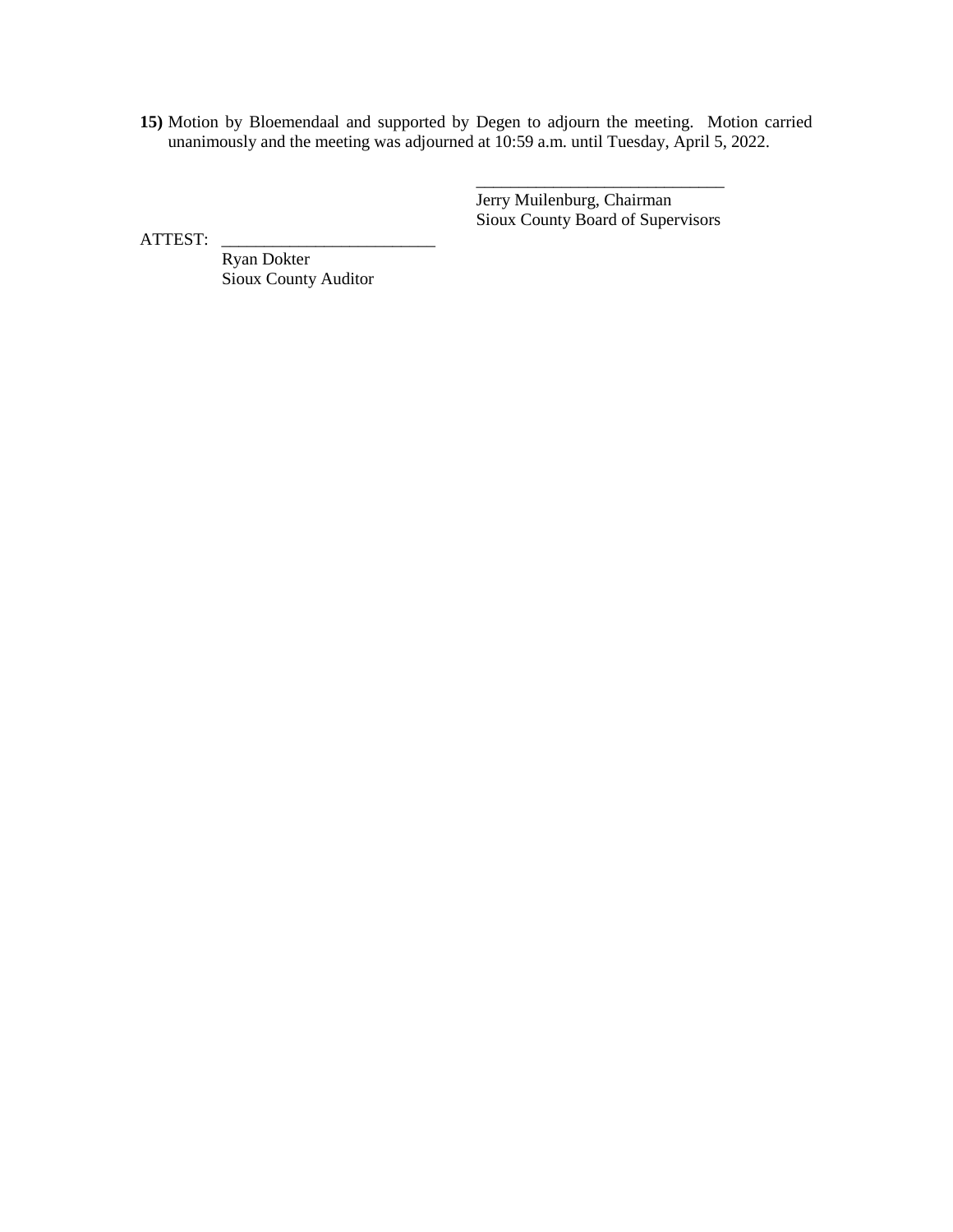**15)** Motion by Bloemendaal and supported by Degen to adjourn the meeting. Motion carried unanimously and the meeting was adjourned at 10:59 a.m. until Tuesday, April 5, 2022.

\_\_\_\_\_\_\_\_\_\_\_\_\_\_\_\_\_\_\_\_\_\_\_\_\_\_\_\_\_\_
Jerry Muilenburg, Chairman
Sioux County Board of Supervisors

ATTEST: \_\_\_\_\_\_\_\_\_\_\_\_\_\_\_\_\_\_\_\_\_\_\_\_\_\_
Ryan Dokter
Sioux County Auditor